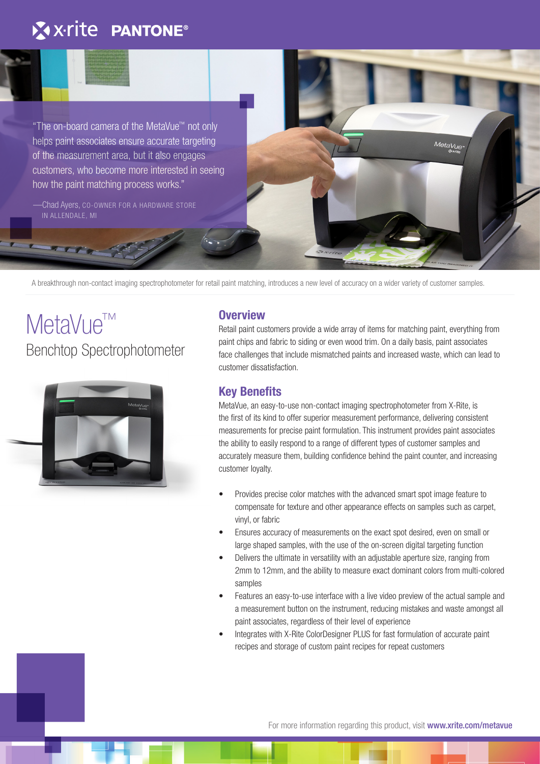"The on-board camera of the MetaVue™ not only helps paint associates ensure accurate targeting of the measurement area, but it also engages customers, who become more interested in seeing how the paint matching process works."

—Chad Ayers, CO-OWNER FOR A HARDWARE STORE IN ALLENDALE, MI

A breakthrough non-contact imaging spectrophotometer for retail paint matching, introduces a new level of accuracy on a wider variety of customer samples.

# MetaVue™

## Benchtop Spectrophotometer

## Overview

Retail paint customers provide a wide array of items for matching paint, everything from paint chips and fabric to siding or even wood trim. On a daily basis, paint associates face challenges that include mismatched paints and increased waste, which can lead to customer dissatisfaction.

## Key Benefits

MetaVue, an easy-to-use non-contact imaging spectrophotometer from X-Rite, is the first of its kind to offer superior measurement performance, delivering consistent measurements for precise paint formulation. This instrument provides paint associates the ability to easily respond to a range of different types of customer samples and accurately measure them, building confidence behind the paint counter, and increasing customer loyalty.

- Provides precise color matches with the advanced smart spot image feature to compensate for texture and other appearance effects on samples such as carpet, vinyl, or fabric
- Ensures accuracy of measurements on the exact spot desired, even on small or large shaped samples, with the use of the on-screen digital targeting function
- Delivers the ultimate in versatility with an adjustable aperture size, ranging from 2mm to 12mm, and the ability to measure exact dominant colors from multi-colored samples
- Features an easy-to-use interface with a live video preview of the actual sample and a measurement button on the instrument, reducing mistakes and waste amongst all paint associates, regardless of their level of experience
- Integrates with X-Rite ColorDesigner PLUS for fast formulation of accurate paint recipes and storage of custom paint recipes for repeat customers

For more information regarding this product, visit **www.xrite.com/metavue**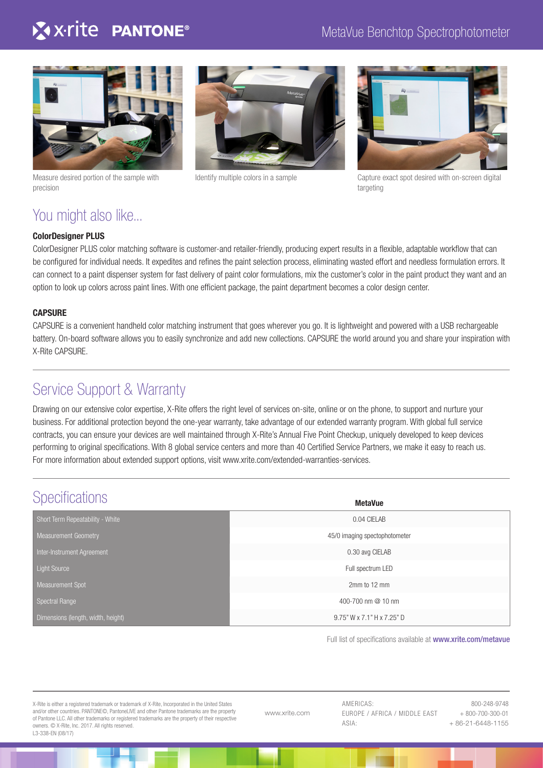Measure desired portion of the sample with precision

Identify multiple colors in a sample

Capture exact spot desired with on-screen digital targeting

## You might also like...

**ColorDesigner PLUS**

ColorDesigner PLUS color matching software is customer-and retailer-friendly, producing expert results in a flexible, adaptable workflow that can be configured for individual needs. It expedites and refines the paint selection process, eliminating wasted effort and needless formulation errors. It can connect to a paint dispenser system for fast delivery of paint color formulations, mix the customer's color in the paint product they want and an option to look up colors across paint lines. With one efficient package, the paint department becomes a color design center.

**CAPSURE**

CAPSURE is a convenient handheld color matching instrument that goes wherever you go. It is lightweight and powered with a USB rechargeable battery. On-board software allows you to easily synchronize and add new collections. CAPSURE the world around you and share your inspiration with X-Rite CAPSURE.

## Service Support & Warranty

Drawing on our extensive color expertise, X-Rite offers the right level of services on-site, online or on the phone, to support and nurture your business. For additional protection beyond the one-year warranty, take advantage of our extended warranty program. With global full service contracts, you can ensure your devices are well maintained through X-Rite's Annual Five Point Checkup, uniquely developed to keep devices performing to original specifications. With 8 global service centers and more than 40 Certified Service Partners, we make it easy to reach us. For more information about extended support options, visit www.xrite.com/extended-warranties-services.

## Specifications

| | **MetaVue** |
|---|---|
| Short Term Repeatability - White | 0.04 CIELAB |
| Measurement Geometry | 45/0 imaging spectophotometer |
| Inter-Instrument Agreement | 0.30 avg CIELAB |
| Light Source | Full spectrum LED |
| Measurement Spot | 2mm to 12 mm |
| Spectral Range | 400-700 nm @ 10 nm |
| Dimensions (length, width, height) | 9.75" W x 7.1" H x 7.25" D |

Full list of specifications available at **www.xrite.com/metavue**

X-Rite is either a registered trademark or trademark of X-Rite, Incorporated in the United States and/or other countries. PANTONE©, PantoneLIVE and other Pantone trademarks are the property of Pantone LLC. All other trademarks or registered trademarks are the property of their respective owners. © X-Rite, Inc. 2017. All rights reserved.
L3-338-EN (08/17)

www.xrite.com

AMERICAS: 800-248-9748
EUROPE / AFRICA / MIDDLE EAST + 800-700-300-01
ASIA: + 86-21-6448-1155